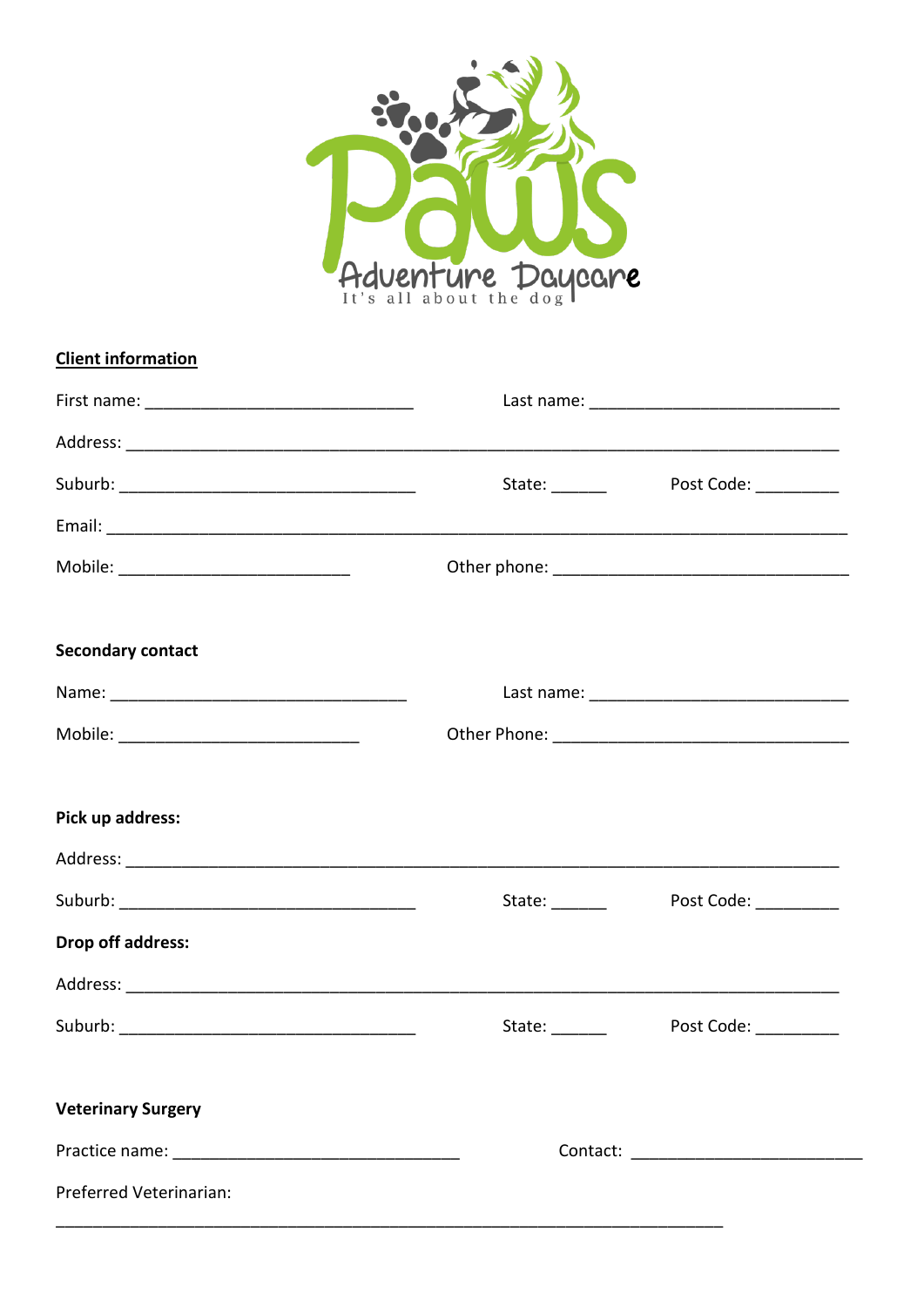Paws Adventure Daycare

It's all about the dog

**Client information**

First name: ______________________________ Last name: ____________________________

Address: ________________________________________________________________________________

Suburb: _________________________________ State: ______ Post Code: _________

Email: __________________________________________________________________________________

Mobile: __________________________ Other phone: _________________________________

**Secondary contact**

Name: _________________________________ Last name: ____________________________

Mobile: ___________________________ Other Phone: _________________________________

**Pick up address:**

Address: ________________________________________________________________________________

Suburb: _________________________________ State: ______ Post Code: _________

**Drop off address:**

Address: ________________________________________________________________________________

Suburb: _________________________________ State: ______ Post Code: _________

**Veterinary Surgery**

Practice name: ________________________________ Contact: _________________________

Preferred Veterinarian:

_____________________________________________________________________________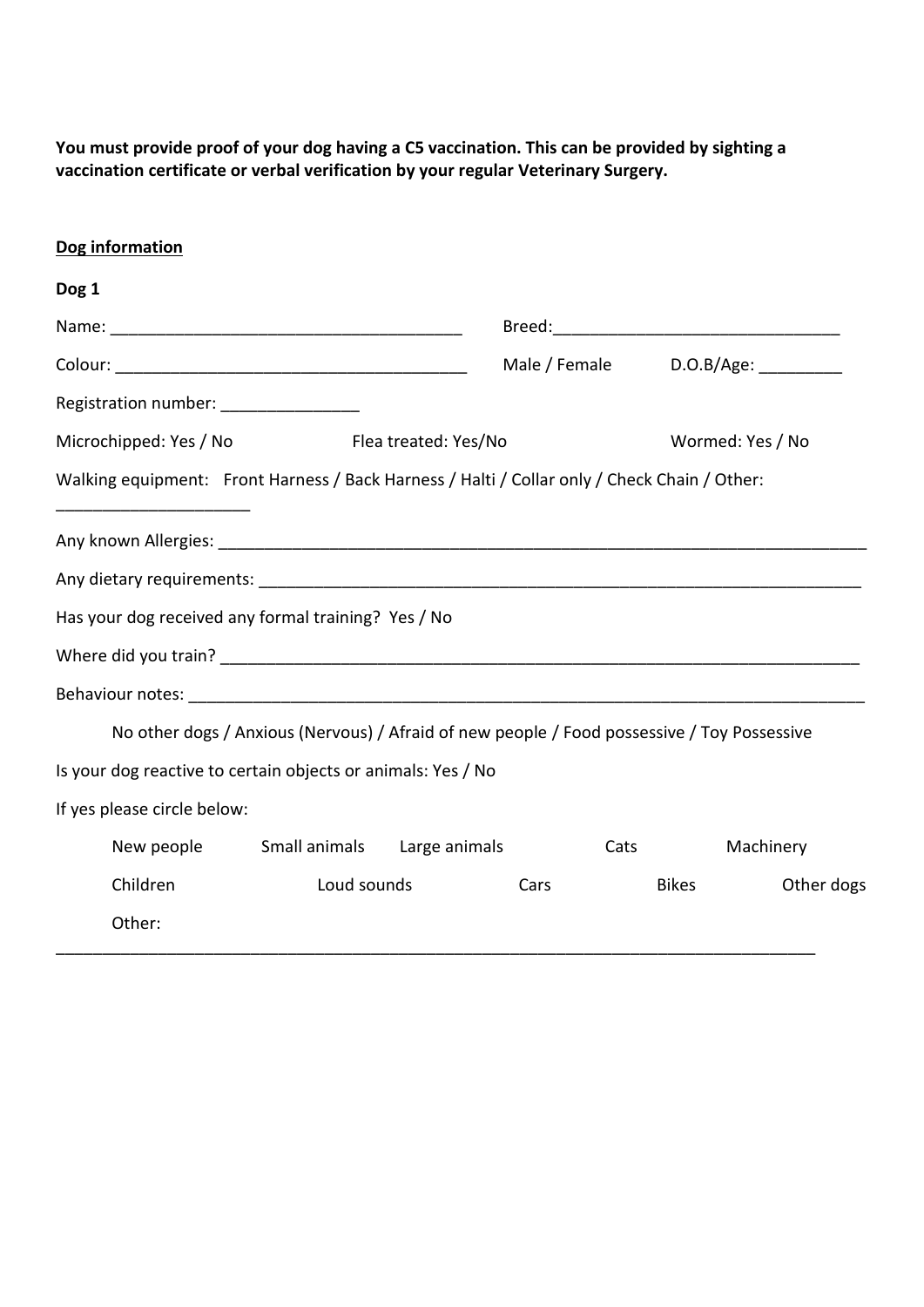**You must provide proof of your dog having a C5 vaccination. This can be provided by sighting a vaccination certificate or verbal verification by your regular Veterinary Surgery.**

**<u>Dog information</u>**

**Dog 1**

Name: ______________________________________ Breed:_______________________________

Colour: ______________________________________ Male / Female D.O.B/Age: _________

Registration number: _______________

Microchipped: Yes / No Flea treated: Yes/No Wormed: Yes / No

Walking equipment: Front Harness / Back Harness / Halti / Collar only / Check Chain / Other: _____________________

Any known Allergies: _______________________________________________________________________

Any dietary requirements: ___________________________________________________________________

Has your dog received any formal training? Yes / No

Where did you train? _______________________________________________________________________

Behaviour notes: __________________________________________________________________________

No other dogs / Anxious (Nervous) / Afraid of new people / Food possessive / Toy Possessive

Is your dog reactive to certain objects or animals: Yes / No

If yes please circle below:

New people Small animals Large animals Cats Machinery

Children Loud sounds Cars Bikes Other dogs

Other: ________________________________________________________________________________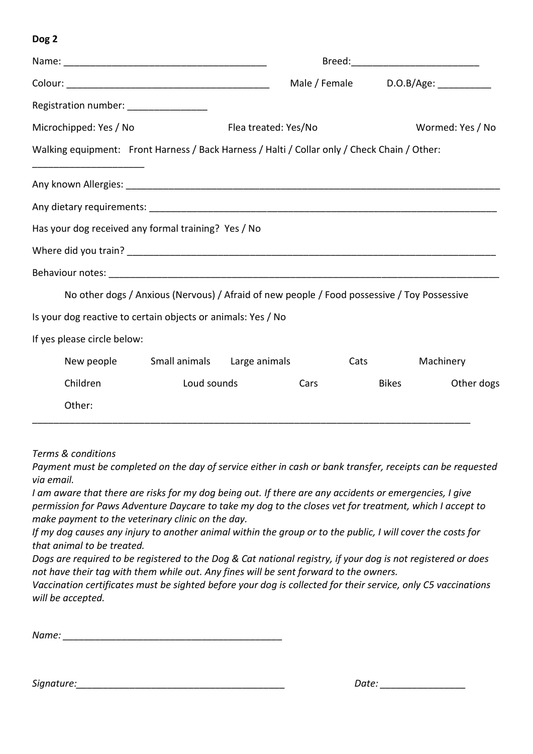**Dog 2**

Name: ______________________________________ Breed:________________________

Colour: ______________________________________ Male / Female D.O.B/Age: __________

Registration number: _______________

Microchipped: Yes / No Flea treated: Yes/No Wormed: Yes / No

Walking equipment: Front Harness / Back Harness / Halti / Collar only / Check Chain / Other: _____________________

Any known Allergies: _______________________________________________________________________

Any dietary requirements: ___________________________________________________________________

Has your dog received any formal training? Yes / No

Where did you train? _______________________________________________________________________

Behaviour notes: __________________________________________________________________________

No other dogs / Anxious (Nervous) / Afraid of new people / Food possessive / Toy Possessive

Is your dog reactive to certain objects or animals: Yes / No

If yes please circle below:

| | | | | |
|---|---|---|---|---|
| New people | Small animals | Large animals | Cats | Machinery |
| Children | Loud sounds | Cars | Bikes | Other dogs |

Other: ___________________________________________________________________________________

*Terms & conditions*
*Payment must be completed on the day of service either in cash or bank transfer, receipts can be requested via email.*
*I am aware that there are risks for my dog being out. If there are any accidents or emergencies, I give permission for Paws Adventure Daycare to take my dog to the closes vet for treatment, which I accept to make payment to the veterinary clinic on the day.*
*If my dog causes any injury to another animal within the group or to the public, I will cover the costs for that animal to be treated.*
*Dogs are required to be registered to the Dog & Cat national registry, if your dog is not registered or does not have their tag with them while out. Any fines will be sent forward to the owners.*
*Vaccination certificates must be sighted before your dog is collected for their service, only C5 vaccinations will be accepted.*

*Name:* _________________________________________

*Signature:*_______________________________________ *Date:* ________________